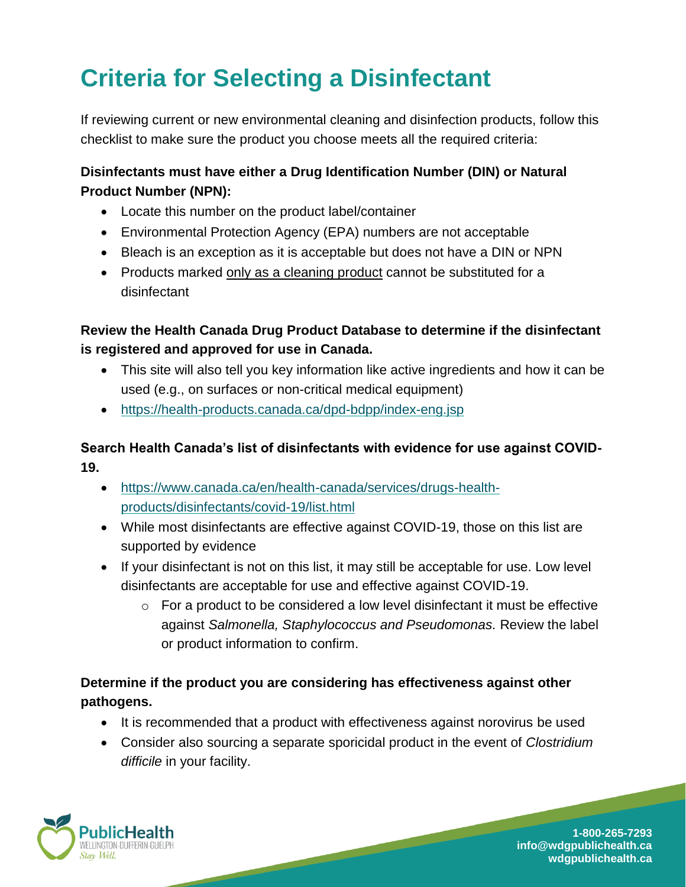# Criteria for Selecting a Disinfectant

If reviewing current or new environmental cleaning and disinfection products, follow this checklist to make sure the product you choose meets all the required criteria:

**Disinfectants must have either a Drug Identification Number (DIN) or Natural Product Number (NPN):**

- Locate this number on the product label/container
- Environmental Protection Agency (EPA) numbers are not acceptable
- Bleach is an exception as it is acceptable but does not have a DIN or NPN
- Products marked only as a cleaning product cannot be substituted for a disinfectant

**Review the Health Canada Drug Product Database to determine if the disinfectant is registered and approved for use in Canada.**

- This site will also tell you key information like active ingredients and how it can be used (e.g., on surfaces or non-critical medical equipment)
- https://health-products.canada.ca/dpd-bdpp/index-eng.jsp

**Search Health Canada's list of disinfectants with evidence for use against COVID-19.**

- https://www.canada.ca/en/health-canada/services/drugs-health-products/disinfectants/covid-19/list.html
- While most disinfectants are effective against COVID-19, those on this list are supported by evidence
- If your disinfectant is not on this list, it may still be acceptable for use. Low level disinfectants are acceptable for use and effective against COVID-19.
  - For a product to be considered a low level disinfectant it must be effective against *Salmonella, Staphylococcus and Pseudomonas.* Review the label or product information to confirm.

**Determine if the product you are considering has effectiveness against other pathogens.**

- It is recommended that a product with effectiveness against norovirus be used
- Consider also sourcing a separate sporicidal product in the event of *Clostridium difficile* in your facility.

PublicHealth
WELLINGTON-DUFFERIN-GUELPH
Stay Well.

1-800-265-7293
info@wdgpublichealth.ca
wdgpublichealth.ca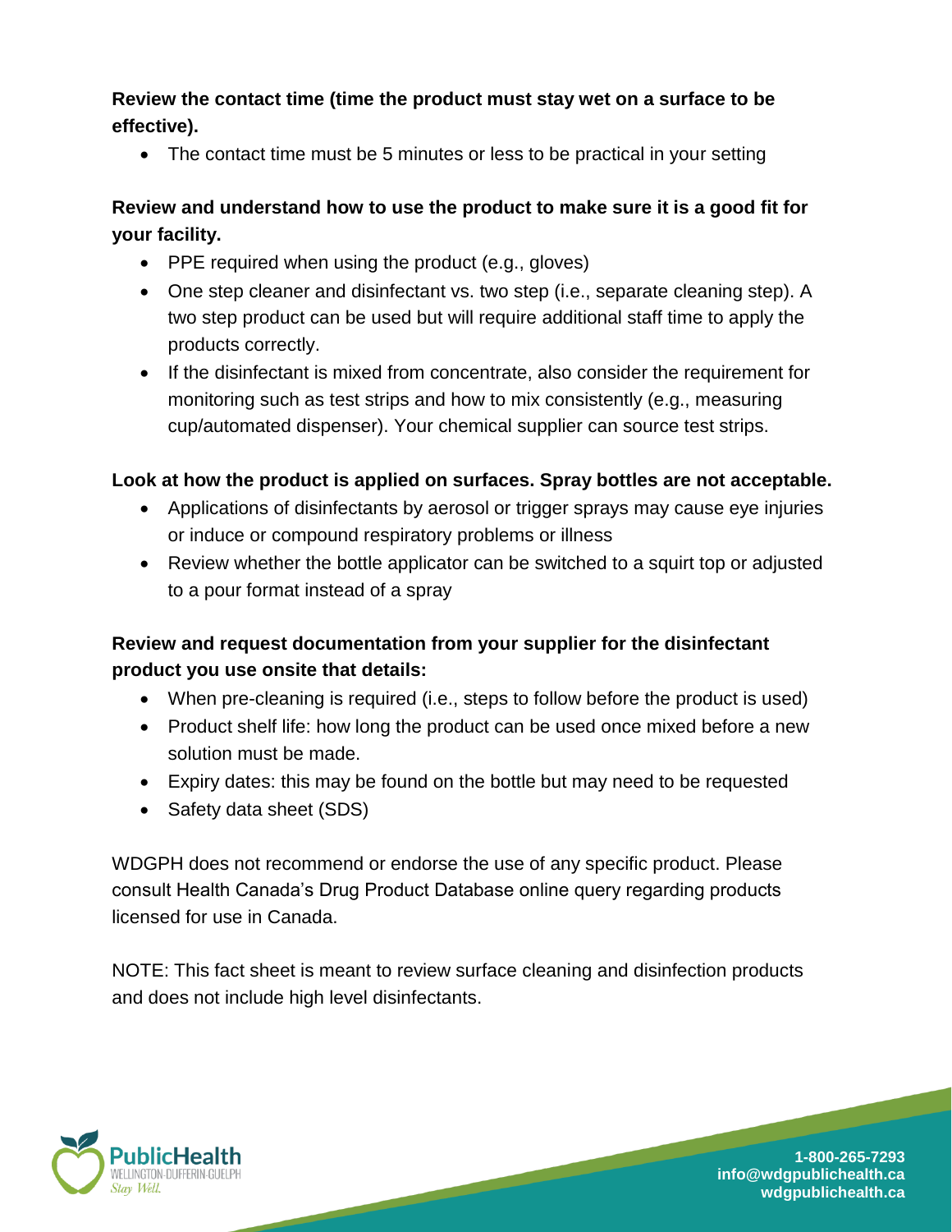**Review the contact time (time the product must stay wet on a surface to be effective).**

- The contact time must be 5 minutes or less to be practical in your setting

**Review and understand how to use the product to make sure it is a good fit for your facility.**

- PPE required when using the product (e.g., gloves)
- One step cleaner and disinfectant vs. two step (i.e., separate cleaning step). A two step product can be used but will require additional staff time to apply the products correctly.
- If the disinfectant is mixed from concentrate, also consider the requirement for monitoring such as test strips and how to mix consistently (e.g., measuring cup/automated dispenser). Your chemical supplier can source test strips.

**Look at how the product is applied on surfaces. Spray bottles are not acceptable.**

- Applications of disinfectants by aerosol or trigger sprays may cause eye injuries or induce or compound respiratory problems or illness
- Review whether the bottle applicator can be switched to a squirt top or adjusted to a pour format instead of a spray

**Review and request documentation from your supplier for the disinfectant product you use onsite that details:**

- When pre-cleaning is required (i.e., steps to follow before the product is used)
- Product shelf life: how long the product can be used once mixed before a new solution must be made.
- Expiry dates: this may be found on the bottle but may need to be requested
- Safety data sheet (SDS)

WDGPH does not recommend or endorse the use of any specific product. Please consult Health Canada's Drug Product Database online query regarding products licensed for use in Canada.

NOTE: This fact sheet is meant to review surface cleaning and disinfection products and does not include high level disinfectants.

PublicHealth
WELLINGTON-DUFFERIN-GUELPH
Stay Well.

1-800-265-7293
info@wdgpublichealth.ca
wdgpublichealth.ca